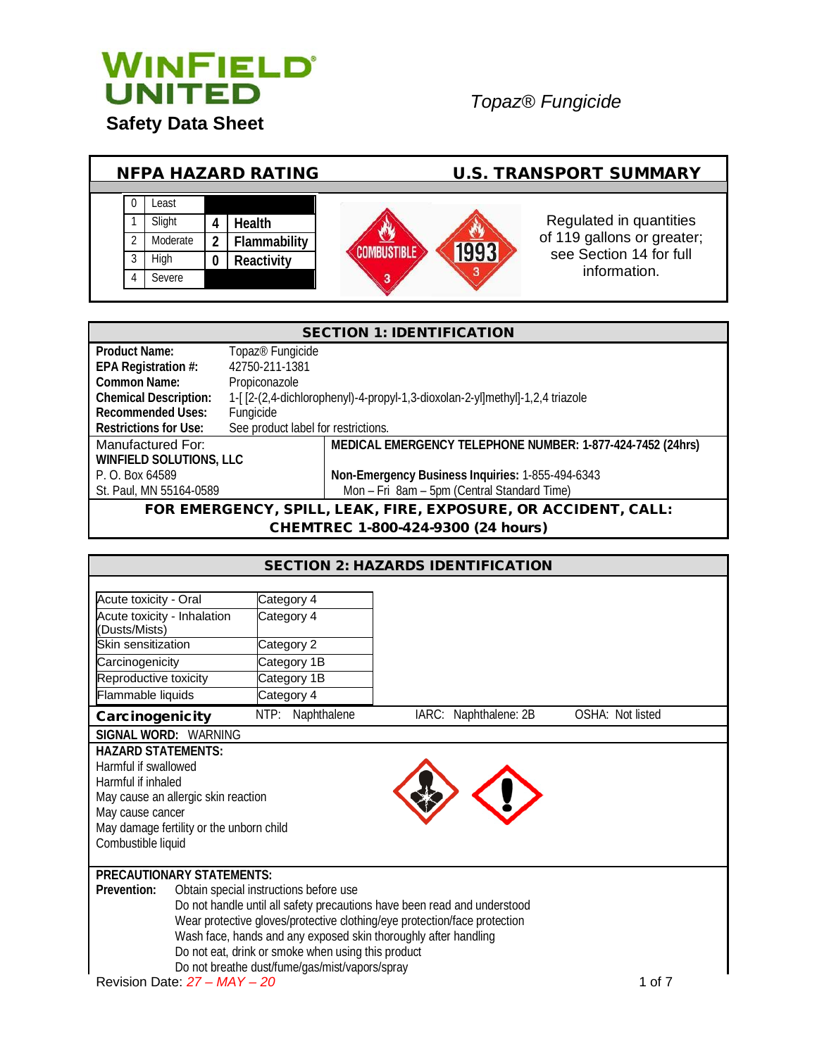# WINFIELD UNITED

## Safety Data Sheet

*Topaz® Fungicide*

| NFPA HAZARD RATING | | | | U.S. TRANSPORT SUMMARY |
|---|---|---|---|---|
| 0 | Least | | | |
| 1 | Slight | 4 | Health | Regulated in quantities of 119 gallons or greater; see Section 14 for full information. |
| 2 | Moderate | 2 | Flammability | |
| 3 | High | 0 | Reactivity | |
| 4 | Severe | | | |

COMBUSTIBLE 3 — 1993 3

## SECTION 1: IDENTIFICATION

| | |
|---|---|
| **Product Name:** | Topaz® Fungicide |
| **EPA Registration #:** | 42750-211-1381 |
| **Common Name:** | Propiconazole |
| **Chemical Description:** | 1-[[2-(2,4-dichlorophenyl)-4-propyl-1,3-dioxolan-2-yl]methyl]-1,2,4 triazole |
| **Recommended Uses:** | Fungicide |
| **Restrictions for Use:** | See product label for restrictions. |

Manufactured For:
**WINFIELD SOLUTIONS, LLC**
P. O. Box 64589
St. Paul, MN 55164-0589

**MEDICAL EMERGENCY TELEPHONE NUMBER: 1-877-424-7452 (24hrs)**

**Non-Emergency Business Inquiries:** 1-855-494-6343
Mon – Fri 8am – 5pm (Central Standard Time)

**FOR EMERGENCY, SPILL, LEAK, FIRE, EXPOSURE, OR ACCIDENT, CALL: CHEMTREC 1-800-424-9300 (24 hours)**

## SECTION 2: HAZARDS IDENTIFICATION

| Hazard | Category |
|---|---|
| Acute toxicity - Oral | Category 4 |
| Acute toxicity - Inhalation (Dusts/Mists) | Category 4 |
| Skin sensitization | Category 2 |
| Carcinogenicity | Category 1B |
| Reproductive toxicity | Category 1B |
| Flammable liquids | Category 4 |

**Carcinogenicity** NTP: Naphthalene IARC: Naphthalene: 2B OSHA: Not listed

**SIGNAL WORD:** WARNING

**HAZARD STATEMENTS:**
Harmful if swallowed
Harmful if inhaled
May cause an allergic skin reaction
May cause cancer
May damage fertility or the unborn child
Combustible liquid

**PRECAUTIONARY STATEMENTS:**

**Prevention:**
Obtain special instructions before use
Do not handle until all safety precautions have been read and understood
Wear protective gloves/protective clothing/eye protection/face protection
Wash face, hands and any exposed skin thoroughly after handling
Do not eat, drink or smoke when using this product
Do not breathe dust/fume/gas/mist/vapors/spray

Revision Date: *27 – MAY – 20*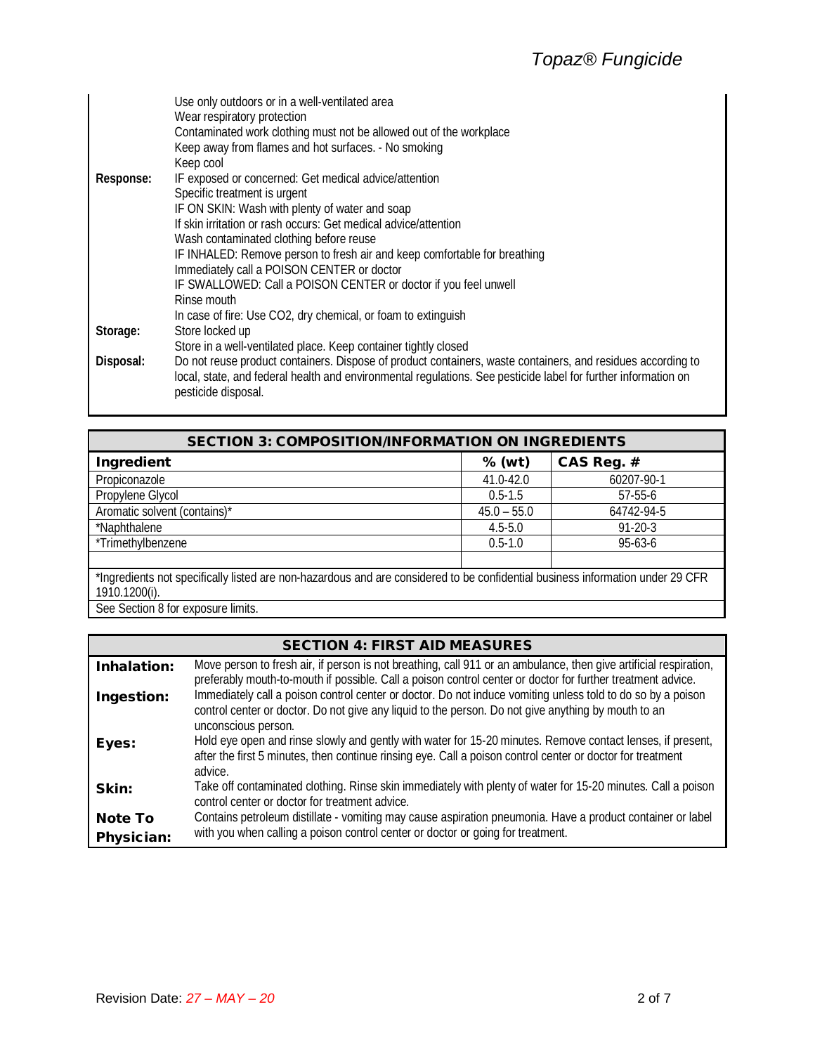| | |
|---|---|
| | Use only outdoors or in a well-ventilated area<br>Wear respiratory protection<br>Contaminated work clothing must not be allowed out of the workplace<br>Keep away from flames and hot surfaces. - No smoking<br>Keep cool |
| **Response:** | IF exposed or concerned: Get medical advice/attention<br>Specific treatment is urgent<br>IF ON SKIN: Wash with plenty of water and soap<br>If skin irritation or rash occurs: Get medical advice/attention<br>Wash contaminated clothing before reuse<br>IF INHALED: Remove person to fresh air and keep comfortable for breathing<br>Immediately call a POISON CENTER or doctor<br>IF SWALLOWED: Call a POISON CENTER or doctor if you feel unwell<br>Rinse mouth<br>In case of fire: Use CO2, dry chemical, or foam to extinguish |
| **Storage:** | Store locked up<br>Store in a well-ventilated place. Keep container tightly closed |
| **Disposal:** | Do not reuse product containers. Dispose of product containers, waste containers, and residues according to local, state, and federal health and environmental regulations. See pesticide label for further information on pesticide disposal. |

## SECTION 3: COMPOSITION/INFORMATION ON INGREDIENTS

| Ingredient | % (wt) | CAS Reg. # |
|---|---|---|
| Propiconazole | 41.0-42.0 | 60207-90-1 |
| Propylene Glycol | 0.5-1.5 | 57-55-6 |
| Aromatic solvent (contains)* | 45.0 – 55.0 | 64742-94-5 |
| *Naphthalene | 4.5-5.0 | 91-20-3 |
| *Trimethylbenzene | 0.5-1.0 | 95-63-6 |
| | | |

*Ingredients not specifically listed are non-hazardous and are considered to be confidential business information under 29 CFR 1910.1200(i).

See Section 8 for exposure limits.

## SECTION 4: FIRST AID MEASURES

| | |
|---|---|
| **Inhalation:** | Move person to fresh air, if person is not breathing, call 911 or an ambulance, then give artificial respiration, preferably mouth-to-mouth if possible. Call a poison control center or doctor for further treatment advice. |
| **Ingestion:** | Immediately call a poison control center or doctor. Do not induce vomiting unless told to do so by a poison control center or doctor. Do not give any liquid to the person. Do not give anything by mouth to an unconscious person. |
| **Eyes:** | Hold eye open and rinse slowly and gently with water for 15-20 minutes. Remove contact lenses, if present, after the first 5 minutes, then continue rinsing eye. Call a poison control center or doctor for treatment advice. |
| **Skin:** | Take off contaminated clothing. Rinse skin immediately with plenty of water for 15-20 minutes. Call a poison control center or doctor for treatment advice. |
| **Note To Physician:** | Contains petroleum distillate - vomiting may cause aspiration pneumonia. Have a product container or label with you when calling a poison control center or doctor or going for treatment. |

Revision Date: *27 – MAY – 20*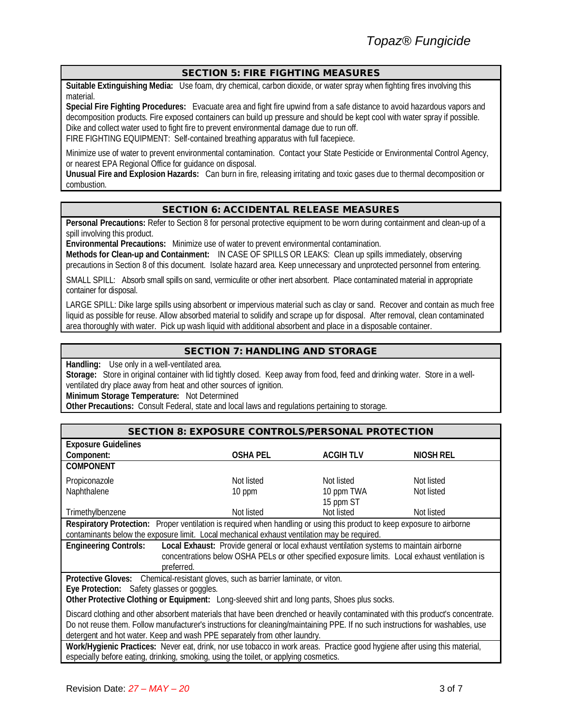## SECTION 5: FIRE FIGHTING MEASURES

**Suitable Extinguishing Media:** Use foam, dry chemical, carbon dioxide, or water spray when fighting fires involving this material.

**Special Fire Fighting Procedures:** Evacuate area and fight fire upwind from a safe distance to avoid hazardous vapors and decomposition products. Fire exposed containers can build up pressure and should be kept cool with water spray if possible. Dike and collect water used to fight fire to prevent environmental damage due to run off.

FIRE FIGHTING EQUIPMENT: Self-contained breathing apparatus with full facepiece.

Minimize use of water to prevent environmental contamination. Contact your State Pesticide or Environmental Control Agency, or nearest EPA Regional Office for guidance on disposal.

**Unusual Fire and Explosion Hazards:** Can burn in fire, releasing irritating and toxic gases due to thermal decomposition or combustion.

## SECTION 6: ACCIDENTAL RELEASE MEASURES

**Personal Precautions:** Refer to Section 8 for personal protective equipment to be worn during containment and clean-up of a spill involving this product.

**Environmental Precautions:** Minimize use of water to prevent environmental contamination.

**Methods for Clean-up and Containment:** IN CASE OF SPILLS OR LEAKS: Clean up spills immediately, observing precautions in Section 8 of this document. Isolate hazard area. Keep unnecessary and unprotected personnel from entering.

SMALL SPILL: Absorb small spills on sand, vermiculite or other inert absorbent. Place contaminated material in appropriate container for disposal.

LARGE SPILL: Dike large spills using absorbent or impervious material such as clay or sand. Recover and contain as much free liquid as possible for reuse. Allow absorbed material to solidify and scrape up for disposal. After removal, clean contaminated area thoroughly with water. Pick up wash liquid with additional absorbent and place in a disposable container.

## SECTION 7: HANDLING AND STORAGE

**Handling:** Use only in a well-ventilated area.

**Storage:** Store in original container with lid tightly closed. Keep away from food, feed and drinking water. Store in a well-ventilated dry place away from heat and other sources of ignition.

**Minimum Storage Temperature:** Not Determined

**Other Precautions:** Consult Federal, state and local laws and regulations pertaining to storage.

## SECTION 8: EXPOSURE CONTROLS/PERSONAL PROTECTION

**Exposure Guidelines**

| Component: | OSHA PEL | ACGIH TLV | NIOSH REL |
|---|---|---|---|
| **COMPONENT** | | | |
| Propiconazole | Not listed | Not listed | Not listed |
| Naphthalene | 10 ppm | 10 ppm TWA<br>15 ppm ST | Not listed |
| Trimethylbenzene | Not listed | Not listed | Not listed |

**Respiratory Protection:** Proper ventilation is required when handling or using this product to keep exposure to airborne contaminants below the exposure limit. Local mechanical exhaust ventilation may be required.

**Engineering Controls:** **Local Exhaust:** Provide general or local exhaust ventilation systems to maintain airborne concentrations below OSHA PELs or other specified exposure limits. Local exhaust ventilation is preferred.

**Protective Gloves:** Chemical-resistant gloves, such as barrier laminate, or viton.

**Eye Protection:** Safety glasses or goggles.

**Other Protective Clothing or Equipment:** Long-sleeved shirt and long pants, Shoes plus socks.

Discard clothing and other absorbent materials that have been drenched or heavily contaminated with this product's concentrate. Do not reuse them. Follow manufacturer's instructions for cleaning/maintaining PPE. If no such instructions for washables, use detergent and hot water. Keep and wash PPE separately from other laundry.

**Work/Hygienic Practices:** Never eat, drink, nor use tobacco in work areas. Practice good hygiene after using this material, especially before eating, drinking, smoking, using the toilet, or applying cosmetics.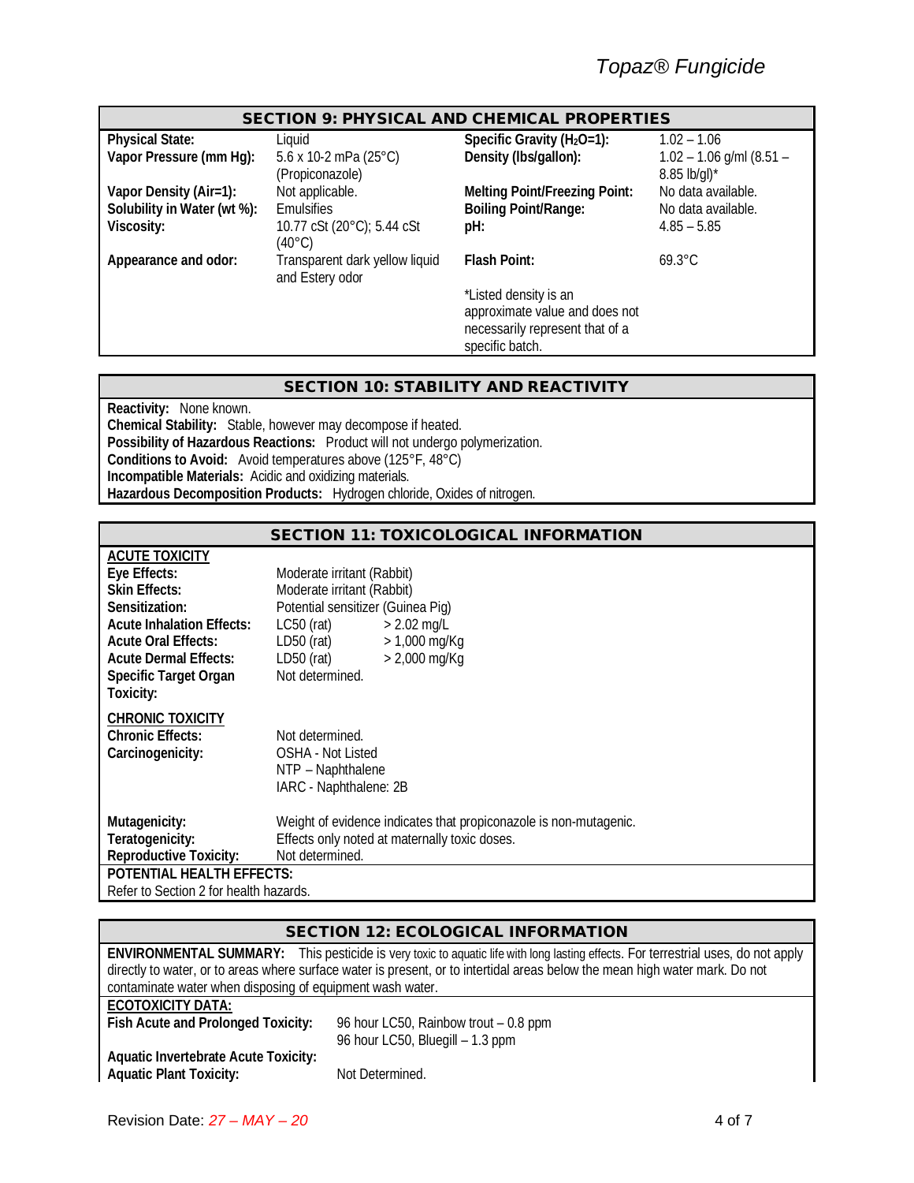## SECTION 9: PHYSICAL AND CHEMICAL PROPERTIES

| | | | |
|---|---|---|---|
| **Physical State:** | Liquid | **Specific Gravity ($H_2O$=1):** | 1.02 – 1.06 |
| **Vapor Pressure (mm Hg):** | 5.6 x 10-2 mPa (25°C) (Propiconazole) | **Density (lbs/gallon):** | 1.02 – 1.06 g/ml (8.51 – 8.85 lb/gl)* |
| **Vapor Density (Air=1):** | Not applicable. | **Melting Point/Freezing Point:** | No data available. |
| **Solubility in Water (wt %):** | Emulsifies | **Boiling Point/Range:** | No data available. |
| **Viscosity:** | 10.77 cSt (20°C); 5.44 cSt (40°C) | **pH:** | 4.85 – 5.85 |
| **Appearance and odor:** | Transparent dark yellow liquid and Estery odor | **Flash Point:** | 69.3°C |

*Listed density is an approximate value and does not necessarily represent that of a specific batch.

## SECTION 10: STABILITY AND REACTIVITY

**Reactivity:** None known.
**Chemical Stability:** Stable, however may decompose if heated.
**Possibility of Hazardous Reactions:** Product will not undergo polymerization.
**Conditions to Avoid:** Avoid temperatures above (125°F, 48°C)
**Incompatible Materials:** Acidic and oxidizing materials.
**Hazardous Decomposition Products:** Hydrogen chloride, Oxides of nitrogen.

## SECTION 11: TOXICOLOGICAL INFORMATION

**ACUTE TOXICITY**

| | | |
|---|---|---|
| **Eye Effects:** | Moderate irritant (Rabbit) | |
| **Skin Effects:** | Moderate irritant (Rabbit) | |
| **Sensitization:** | Potential sensitizer (Guinea Pig) | |
| **Acute Inhalation Effects:** | LC50 (rat) | > 2.02 mg/L |
| **Acute Oral Effects:** | LD50 (rat) | > 1,000 mg/Kg |
| **Acute Dermal Effects:** | LD50 (rat) | > 2,000 mg/Kg |
| **Specific Target Organ Toxicity:** | Not determined. | |

**CHRONIC TOXICITY**

| | |
|---|---|
| **Chronic Effects:** | Not determined. |
| **Carcinogenicity:** | OSHA - Not Listed<br>NTP – Naphthalene<br>IARC - Naphthalene: 2B |
| **Mutagenicity:** | Weight of evidence indicates that propiconazole is non-mutagenic. |
| **Teratogenicity:** | Effects only noted at maternally toxic doses. |
| **Reproductive Toxicity:** | Not determined. |

**POTENTIAL HEALTH EFFECTS:**
Refer to Section 2 for health hazards.

## SECTION 12: ECOLOGICAL INFORMATION

**ENVIRONMENTAL SUMMARY:** This pesticide is very toxic to aquatic life with long lasting effects. For terrestrial uses, do not apply directly to water, or to areas where surface water is present, or to intertidal areas below the mean high water mark. Do not contaminate water when disposing of equipment wash water.

**ECOTOXICITY DATA:**

| | |
|---|---|
| **Fish Acute and Prolonged Toxicity:** | 96 hour LC50, Rainbow trout – 0.8 ppm<br>96 hour LC50, Bluegill – 1.3 ppm |
| **Aquatic Invertebrate Acute Toxicity:** | |
| **Aquatic Plant Toxicity:** | Not Determined. |

Revision Date: *27 – MAY – 20*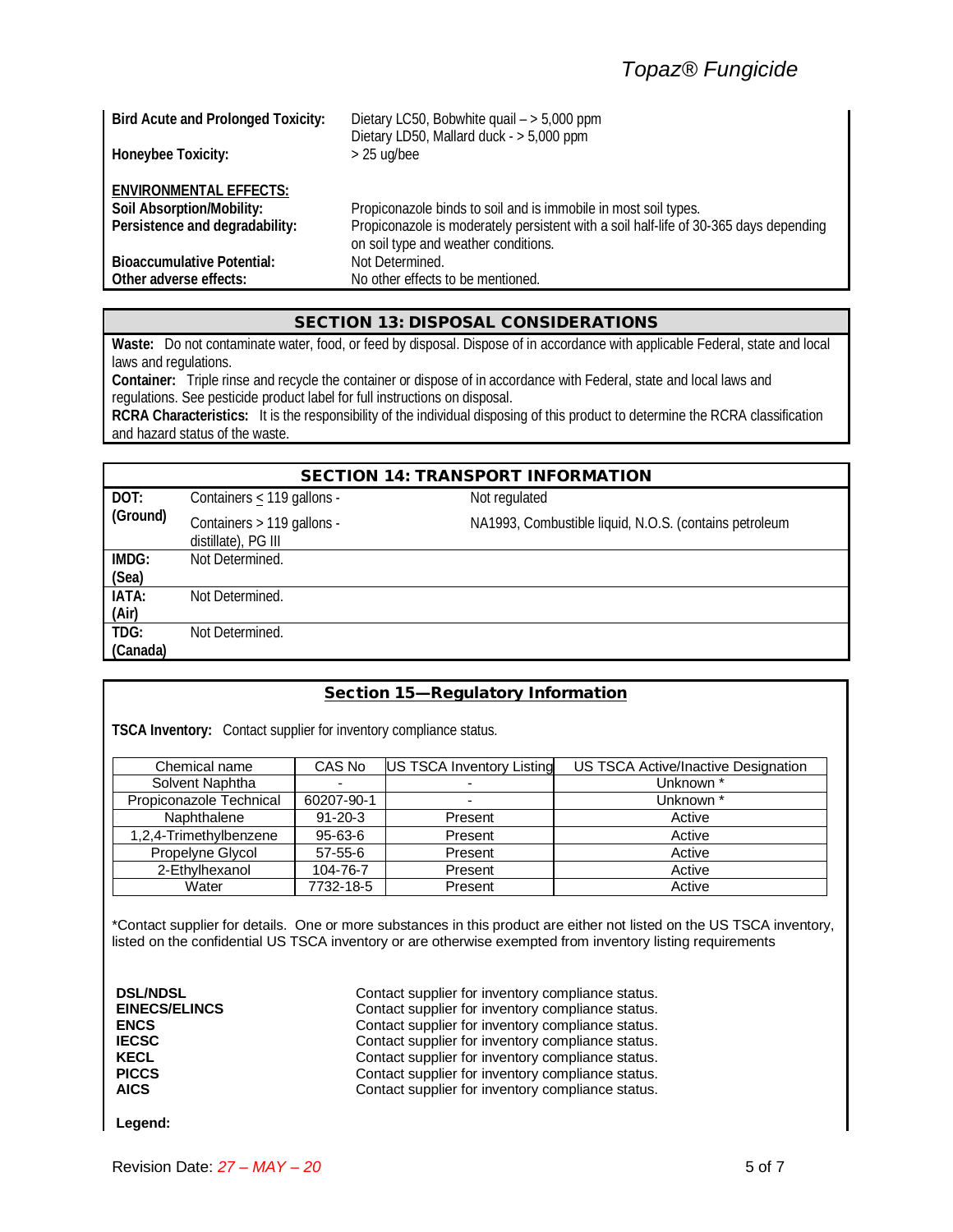**Bird Acute and Prolonged Toxicity:** Dietary LC50, Bobwhite quail – > 5,000 ppm
Dietary LD50, Mallard duck - > 5,000 ppm

**Honeybee Toxicity:** > 25 ug/bee

**ENVIRONMENTAL EFFECTS:**

**Soil Absorption/Mobility:** Propiconazole binds to soil and is immobile in most soil types.

**Persistence and degradability:** Propiconazole is moderately persistent with a soil half-life of 30-365 days depending on soil type and weather conditions.

**Bioaccumulative Potential:** Not Determined.

**Other adverse effects:** No other effects to be mentioned.

## SECTION 13: DISPOSAL CONSIDERATIONS

**Waste:** Do not contaminate water, food, or feed by disposal. Dispose of in accordance with applicable Federal, state and local laws and regulations.

**Container:** Triple rinse and recycle the container or dispose of in accordance with Federal, state and local laws and regulations. See pesticide product label for full instructions on disposal.

**RCRA Characteristics:** It is the responsibility of the individual disposing of this product to determine the RCRA classification and hazard status of the waste.

## SECTION 14: TRANSPORT INFORMATION

| | | |
|---|---|---|
| **DOT: (Ground)** | Containers ≤ 119 gallons - | Not regulated |
| | Containers > 119 gallons - | NA1993, Combustible liquid, N.O.S. (contains petroleum distillate), PG III |
| **IMDG: (Sea)** | Not Determined. | |
| **IATA: (Air)** | Not Determined. | |
| **TDG: (Canada)** | Not Determined. | |

## Section 15—Regulatory Information

**TSCA Inventory:** Contact supplier for inventory compliance status.

| Chemical name | CAS No | US TSCA Inventory Listing | US TSCA Active/Inactive Designation |
|---|---|---|---|
| Solvent Naphtha | - | - | Unknown * |
| Propiconazole Technical | 60207-90-1 | - | Unknown * |
| Naphthalene | 91-20-3 | Present | Active |
| 1,2,4-Trimethylbenzene | 95-63-6 | Present | Active |
| Propelyne Glycol | 57-55-6 | Present | Active |
| 2-Ethylhexanol | 104-76-7 | Present | Active |
| Water | 7732-18-5 | Present | Active |

*Contact supplier for details. One or more substances in this product are either not listed on the US TSCA inventory, listed on the confidential US TSCA inventory or are otherwise exempted from inventory listing requirements

| | |
|---|---|
| **DSL/NDSL** | Contact supplier for inventory compliance status. |
| **EINECS/ELINCS** | Contact supplier for inventory compliance status. |
| **ENCS** | Contact supplier for inventory compliance status. |
| **IECSC** | Contact supplier for inventory compliance status. |
| **KECL** | Contact supplier for inventory compliance status. |
| **PICCS** | Contact supplier for inventory compliance status. |
| **AICS** | Contact supplier for inventory compliance status. |

**Legend:**

Revision Date: *27 – MAY – 20*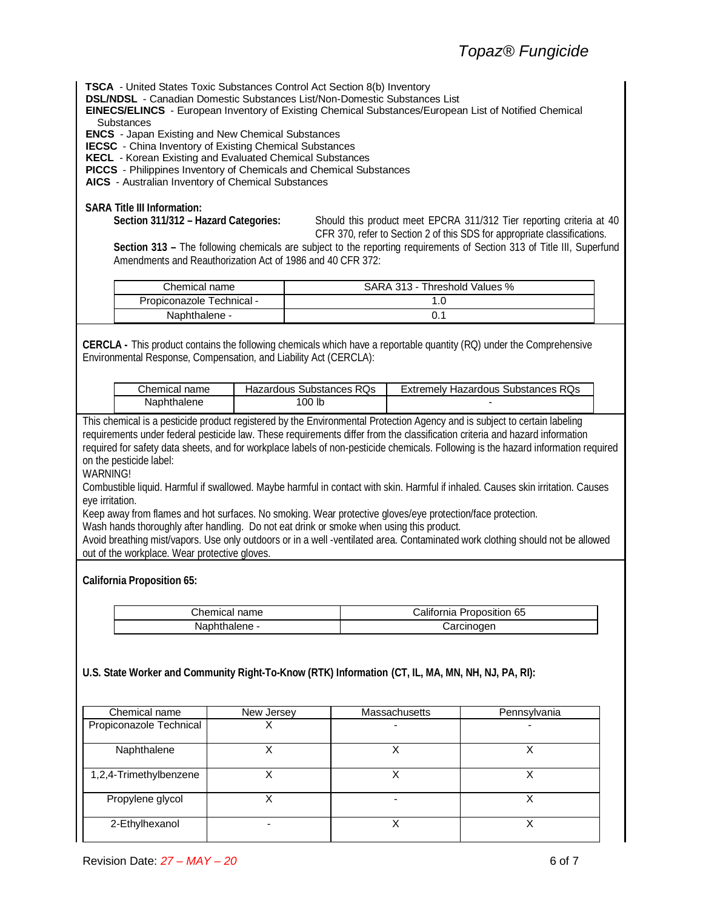**TSCA** - United States Toxic Substances Control Act Section 8(b) Inventory
**DSL/NDSL** - Canadian Domestic Substances List/Non-Domestic Substances List
**EINECS/ELINCS** - European Inventory of Existing Chemical Substances/European List of Notified Chemical Substances
**ENCS** - Japan Existing and New Chemical Substances
**IECSC** - China Inventory of Existing Chemical Substances
**KECL** - Korean Existing and Evaluated Chemical Substances
**PICCS** - Philippines Inventory of Chemicals and Chemical Substances
**AICS** - Australian Inventory of Chemical Substances

**SARA Title III Information:**

**Section 311/312 – Hazard Categories:** Should this product meet EPCRA 311/312 Tier reporting criteria at 40 CFR 370, refer to Section 2 of this SDS for appropriate classifications.

**Section 313 –** The following chemicals are subject to the reporting requirements of Section 313 of Title III, Superfund Amendments and Reauthorization Act of 1986 and 40 CFR 372:

| Chemical name | SARA 313 - Threshold Values % |
|---|---|
| Propiconazole Technical - | 1.0 |
| Naphthalene - | 0.1 |

**CERCLA -** This product contains the following chemicals which have a reportable quantity (RQ) under the Comprehensive Environmental Response, Compensation, and Liability Act (CERCLA):

| Chemical name | Hazardous Substances RQs | Extremely Hazardous Substances RQs |
|---|---|---|
| Naphthalene | 100 lb | - |

This chemical is a pesticide product registered by the Environmental Protection Agency and is subject to certain labeling requirements under federal pesticide law. These requirements differ from the classification criteria and hazard information required for safety data sheets, and for workplace labels of non-pesticide chemicals. Following is the hazard information required on the pesticide label:
WARNING!
Combustible liquid. Harmful if swallowed. Maybe harmful in contact with skin. Harmful if inhaled. Causes skin irritation. Causes eye irritation.
Keep away from flames and hot surfaces. No smoking. Wear protective gloves/eye protection/face protection.
Wash hands thoroughly after handling. Do not eat drink or smoke when using this product.
Avoid breathing mist/vapors. Use only outdoors or in a well -ventilated area. Contaminated work clothing should not be allowed out of the workplace. Wear protective gloves.

**California Proposition 65:**

| Chemical name | California Proposition 65 |
|---|---|
| Naphthalene - | Carcinogen |

**U.S. State Worker and Community Right-To-Know (RTK) Information (CT, IL, MA, MN, NH, NJ, PA, RI):**

| Chemical name | New Jersey | Massachusetts | Pennsylvania |
|---|---|---|---|
| Propiconazole Technical | X | - | - |
| Naphthalene | X | X | X |
| 1,2,4-Trimethylbenzene | X | X | X |
| Propylene glycol | X | - | X |
| 2-Ethylhexanol | - | X | X |

Revision Date: *27 – MAY – 20*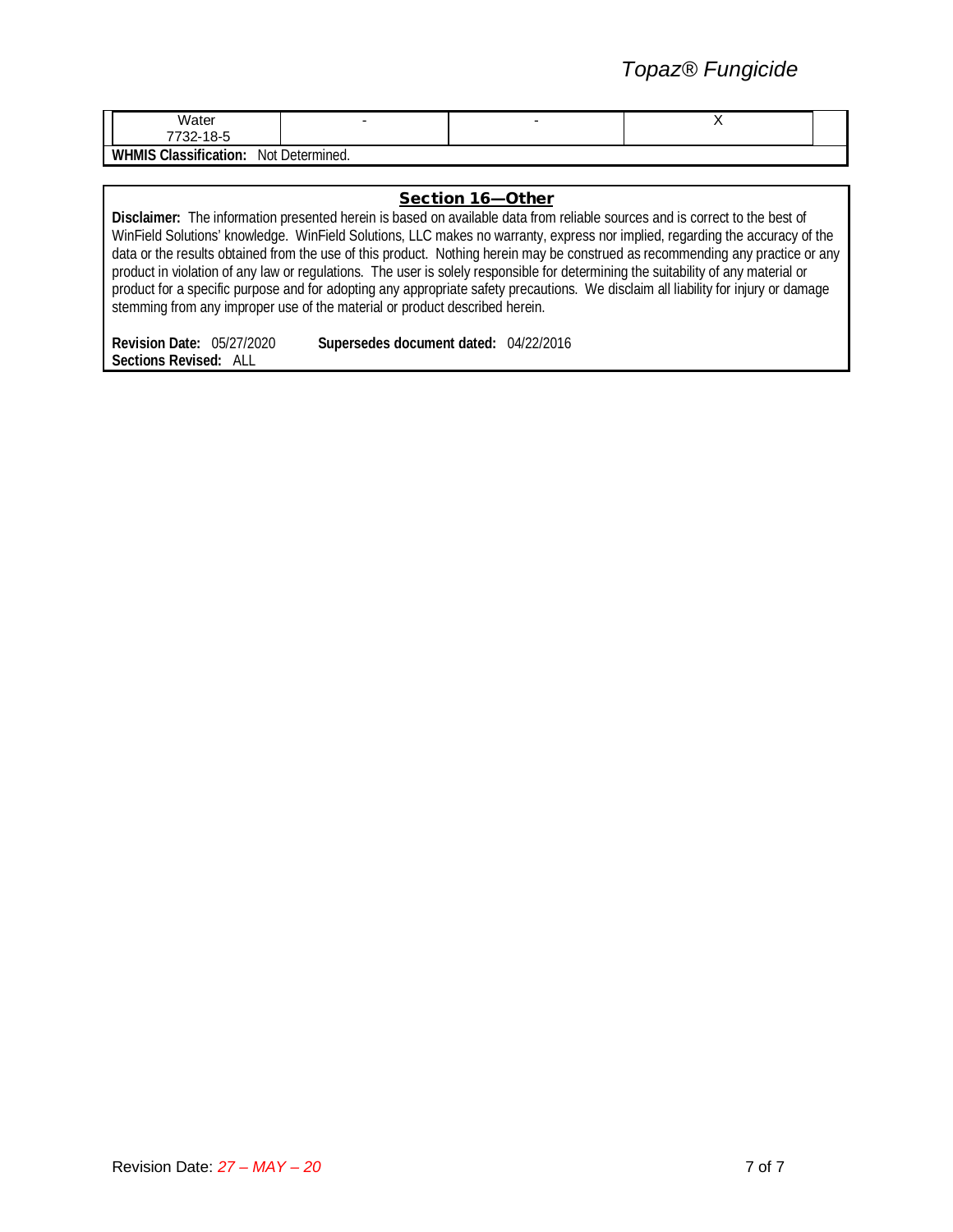| | | | | |
|---|---|---|---|---|
| Water 7732-18-5 | - | - | X | |

**WHMIS Classification:** Not Determined.

## Section 16—Other

**Disclaimer:** The information presented herein is based on available data from reliable sources and is correct to the best of WinField Solutions' knowledge. WinField Solutions, LLC makes no warranty, express nor implied, regarding the accuracy of the data or the results obtained from the use of this product. Nothing herein may be construed as recommending any practice or any product in violation of any law or regulations. The user is solely responsible for determining the suitability of any material or product for a specific purpose and for adopting any appropriate safety precautions. We disclaim all liability for injury or damage stemming from any improper use of the material or product described herein.

**Revision Date:** 05/27/2020 **Supersedes document dated:** 04/22/2016

**Sections Revised:** ALL